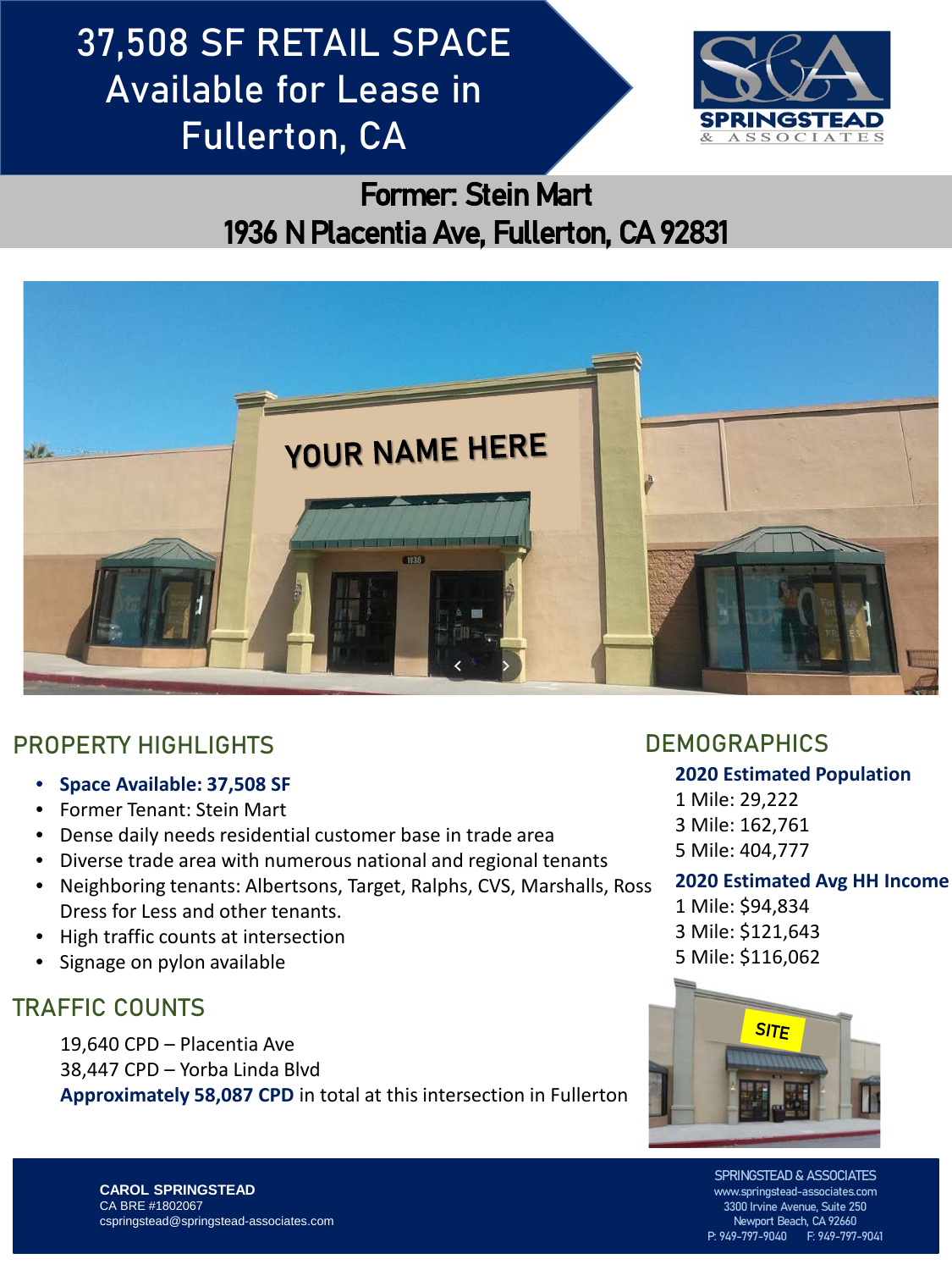# 37,508 SF RETAIL SPACE Available for Lease in Fullerton, CA

SPRINGSTEAD & ASSOCIATES

## Former: Stein Mart
## 1936 N Placentia Ave, Fullerton, CA 92831

## PROPERTY HIGHLIGHTS

- **Space Available: 37,508 SF**
- Former Tenant: Stein Mart
- Dense daily needs residential customer base in trade area
- Diverse trade area with numerous national and regional tenants
- Neighboring tenants: Albertsons, Target, Ralphs, CVS, Marshalls, Ross Dress for Less and other tenants.
- High traffic counts at intersection
- Signage on pylon available

## TRAFFIC COUNTS

19,640 CPD – Placentia Ave
38,447 CPD – Yorba Linda Blvd
**Approximately 58,087 CPD** in total at this intersection in Fullerton

## DEMOGRAPHICS

**2020 Estimated Population**
1 Mile: 29,222
3 Mile: 162,761
5 Mile: 404,777

**2020 Estimated Avg HH Income**
1 Mile: $94,834
3 Mile: $121,643
5 Mile: $116,062

**CAROL SPRINGSTEAD**
CA BRE #1802067
cspringstead@springstead-associates.com

SPRINGSTEAD & ASSOCIATES
www.springstead-associates.com
3300 Irvine Avenue, Suite 250
Newport Beach, CA 92660
P: 949-797-9040 F: 949-797-9041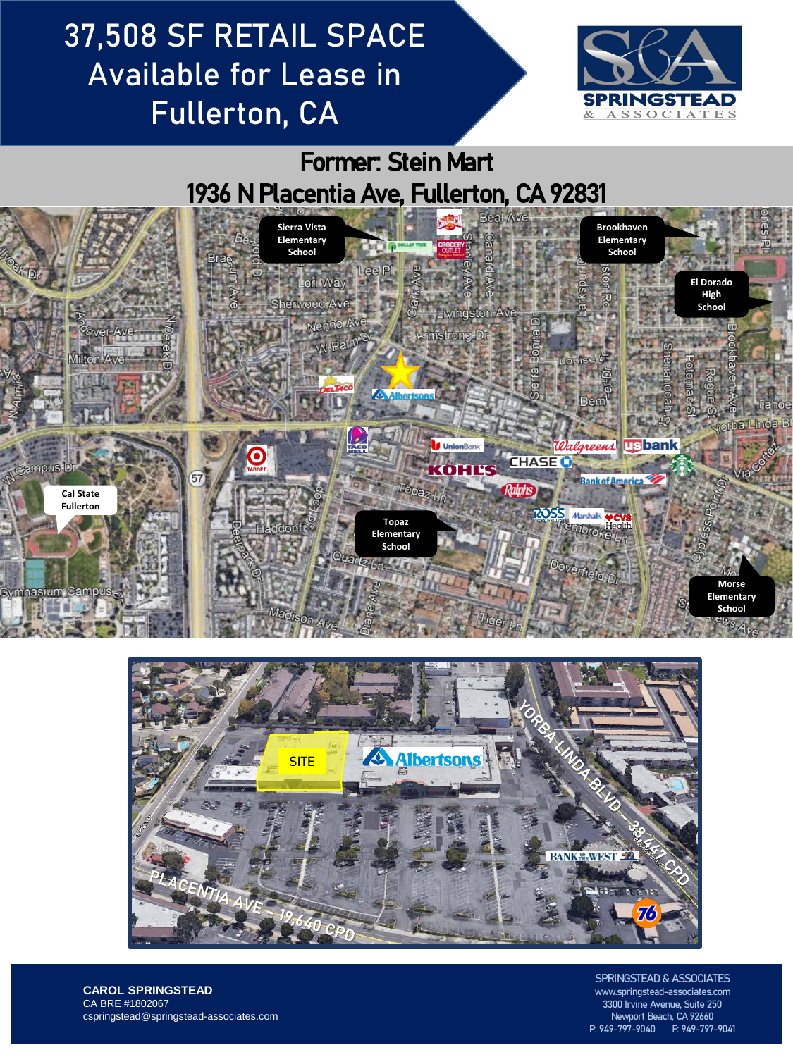# 37,508 SF RETAIL SPACE Available for Lease in Fullerton, CA

SPRINGSTEAD & ASSOCIATES

## Former: Stein Mart
## 1936 N Placentia Ave, Fullerton, CA 92831

Sierra Vista Elementary School

Brookhaven Elementary School

El Dorado High School

Cal State Fullerton

Topaz Elementary School

Morse Elementary School

SITE

YORBA LINDA BLVD – 38,447 CPD

PLACENTIA AVE – 19,640 CPD

**CAROL SPRINGSTEAD**
CA BRE #1802067
cspringstead@springstead-associates.com

SPRINGSTEAD & ASSOCIATES
www.springstead-associates.com
3300 Irvine Avenue, Suite 250
Newport Beach, CA 92660
P: 949-797-9040 F: 949-797-9041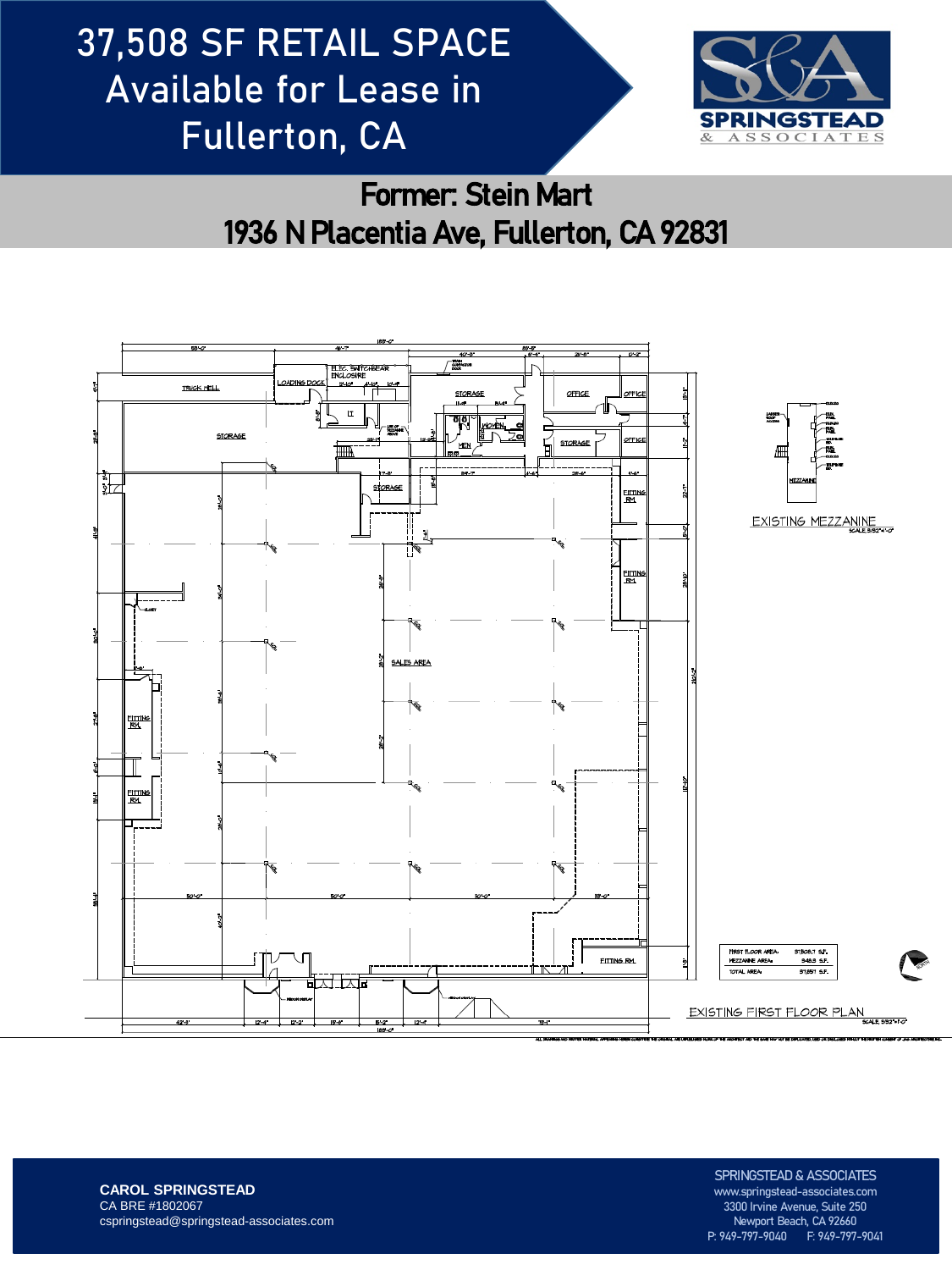# 37,508 SF RETAIL SPACE Available for Lease in Fullerton, CA

SPRINGSTEAD & ASSOCIATES

## Former: Stein Mart
## 1936 N Placentia Ave, Fullerton, CA 92831

TRUCK WELL

LOADING DOCK

ELEC. SWITCHGEAR ENCLOSURE

STORAGE

OFFICE

OFFICE

WOMEN

MEN

STORAGE

OFFICE

STORAGE

FITTING RM

FITTING RM

SALES AREA

FITTING RM

FITTING RM

FITTING RM

EXISTING MEZZANINE

MEZZANINE

| | |
|---|---|
| FIRST FLOOR AREA: | 37,508.7 S.F. |
| MEZZANINE AREA: | 348.3 S.F. |
| TOTAL AREA: | 37,857 S.F. |

EXISTING FIRST FLOOR PLAN

**CAROL SPRINGSTEAD**
CA BRE #1802067
cspringstead@springstead-associates.com

SPRINGSTEAD & ASSOCIATES
www.springstead-associates.com
3300 Irvine Avenue, Suite 250
Newport Beach, CA 92660
P: 949-797-9040 F: 949-797-9041